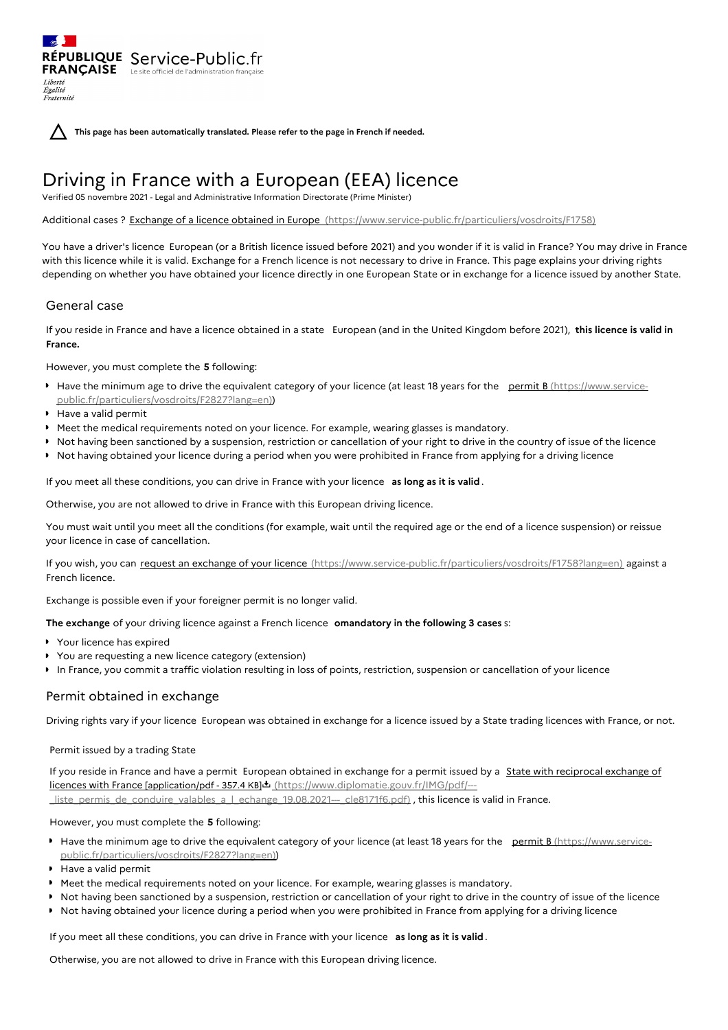⚠ **This page has been automatically translated. Please refer to the page in French if needed.**

# Driving in France with a European (EEA) licence

Verified 05 novembre 2021 - Legal and Administrative Information Directorate (Prime Minister)

Additional cases ? Exchange of a licence obtained in Europe (https://www.service-public.fr/particuliers/vosdroits/F1758)

You have a driver's licence European (or a British licence issued before 2021) and you wonder if it is valid in France? You may drive in France with this licence while it is valid. Exchange for a French licence is not necessary to drive in France. This page explains your driving rights depending on whether you have obtained your licence directly in one European State or in exchange for a licence issued by another State.

## General case

If you reside in France and have a licence obtained in a state European (and in the United Kingdom before 2021), **this licence is valid in France.**

However, you must complete the **5** following:

- Have the minimum age to drive the equivalent category of your licence (at least 18 years for the permit B (https://www.service-public.fr/particuliers/vosdroits/F2827?lang=en))
- Have a valid permit
- Meet the medical requirements noted on your licence. For example, wearing glasses is mandatory.
- Not having been sanctioned by a suspension, restriction or cancellation of your right to drive in the country of issue of the licence
- Not having obtained your licence during a period when you were prohibited in France from applying for a driving licence

If you meet all these conditions, you can drive in France with your licence **as long as it is valid**.

Otherwise, you are not allowed to drive in France with this European driving licence.

You must wait until you meet all the conditions (for example, wait until the required age or the end of a licence suspension) or reissue your licence in case of cancellation.

If you wish, you can request an exchange of your licence (https://www.service-public.fr/particuliers/vosdroits/F1758?lang=en) against a French licence.

Exchange is possible even if your foreigner permit is no longer valid.

**The exchange** of your driving licence against a French licence **omandatory in the following 3 cases** s:

- Your licence has expired
- You are requesting a new licence category (extension)
- In France, you commit a traffic violation resulting in loss of points, restriction, suspension or cancellation of your licence

## Permit obtained in exchange

Driving rights vary if your licence European was obtained in exchange for a licence issued by a State trading licences with France, or not.

### Permit issued by a trading State

If you reside in France and have a permit European obtained in exchange for a permit issued by a State with reciprocal exchange of licences with France [application/pdf - 357.4 KB] (https://www.diplomatie.gouv.fr/IMG/pdf/---_liste_permis_de_conduire_valables_a_l_echange_19.08.2021---_cle8171f6.pdf) , this licence is valid in France.

However, you must complete the **5** following:

- Have the minimum age to drive the equivalent category of your licence (at least 18 years for the permit B (https://www.service-public.fr/particuliers/vosdroits/F2827?lang=en))
- Have a valid permit
- Meet the medical requirements noted on your licence. For example, wearing glasses is mandatory.
- Not having been sanctioned by a suspension, restriction or cancellation of your right to drive in the country of issue of the licence
- Not having obtained your licence during a period when you were prohibited in France from applying for a driving licence

If you meet all these conditions, you can drive in France with your licence **as long as it is valid**.

Otherwise, you are not allowed to drive in France with this European driving licence.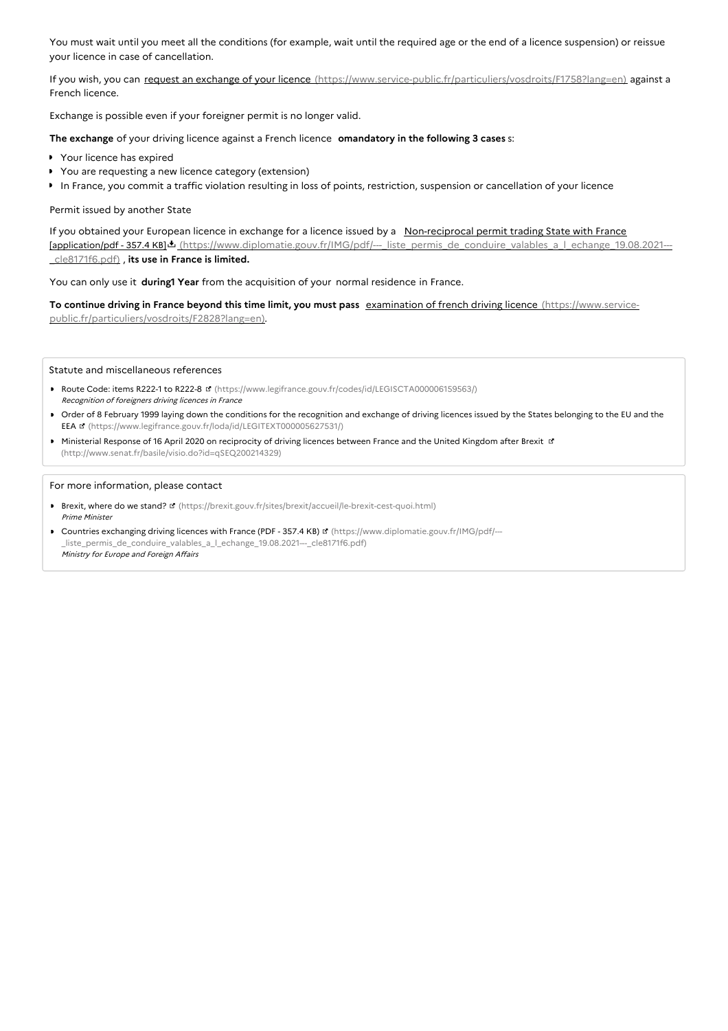You must wait until you meet all the conditions (for example, wait until the required age or the end of a licence suspension) or reissue your licence in case of cancellation.

If you wish, you can [request an exchange of your licence](https://www.service-public.fr/particuliers/vosdroits/F1758?lang=en) against a French licence.

Exchange is possible even if your foreigner permit is no longer valid.

**The exchange** of your driving licence against a French licence **omandatory in the following 3 cases** s:

- Your licence has expired
- You are requesting a new licence category (extension)
- In France, you commit a traffic violation resulting in loss of points, restriction, suspension or cancellation of your licence

Permit issued by another State

If you obtained your European licence in exchange for a licence issued by a [Non-reciprocal permit trading State with France [application/pdf - 357.4 KB]](https://www.diplomatie.gouv.fr/IMG/pdf/---_liste_permis_de_conduire_valables_a_l_echange_19.08.2021---_cle8171f6.pdf) , **its use in France is limited.**

You can only use it **during1 Year** from the acquisition of your normal residence in France.

**To continue driving in France beyond this time limit, you must pass** [examination of french driving licence](https://www.service-public.fr/particuliers/vosdroits/F2828?lang=en).

Statute and miscellaneous references

- [Route Code: items R222-1 to R222-8](https://www.legifrance.gouv.fr/codes/id/LEGISCTA000006159563/)
  *Recognition of foreigners driving licences in France*
- [Order of 8 February 1999 laying down the conditions for the recognition and exchange of driving licences issued by the States belonging to the EU and the EEA](https://www.legifrance.gouv.fr/loda/id/LEGITEXT000005627531/)
- [Ministerial Response of 16 April 2020 on reciprocity of driving licences between France and the United Kingdom after Brexit](http://www.senat.fr/basile/visio.do?id=qSEQ200214329)

For more information, please contact

- [Brexit, where do we stand?](https://brexit.gouv.fr/sites/brexit/accueil/le-brexit-cest-quoi.html)
  *Prime Minister*
- [Countries exchanging driving licences with France (PDF - 357.4 KB)](https://www.diplomatie.gouv.fr/IMG/pdf/---_liste_permis_de_conduire_valables_a_l_echange_19.08.2021---_cle8171f6.pdf)
  *Ministry for Europe and Foreign Affairs*